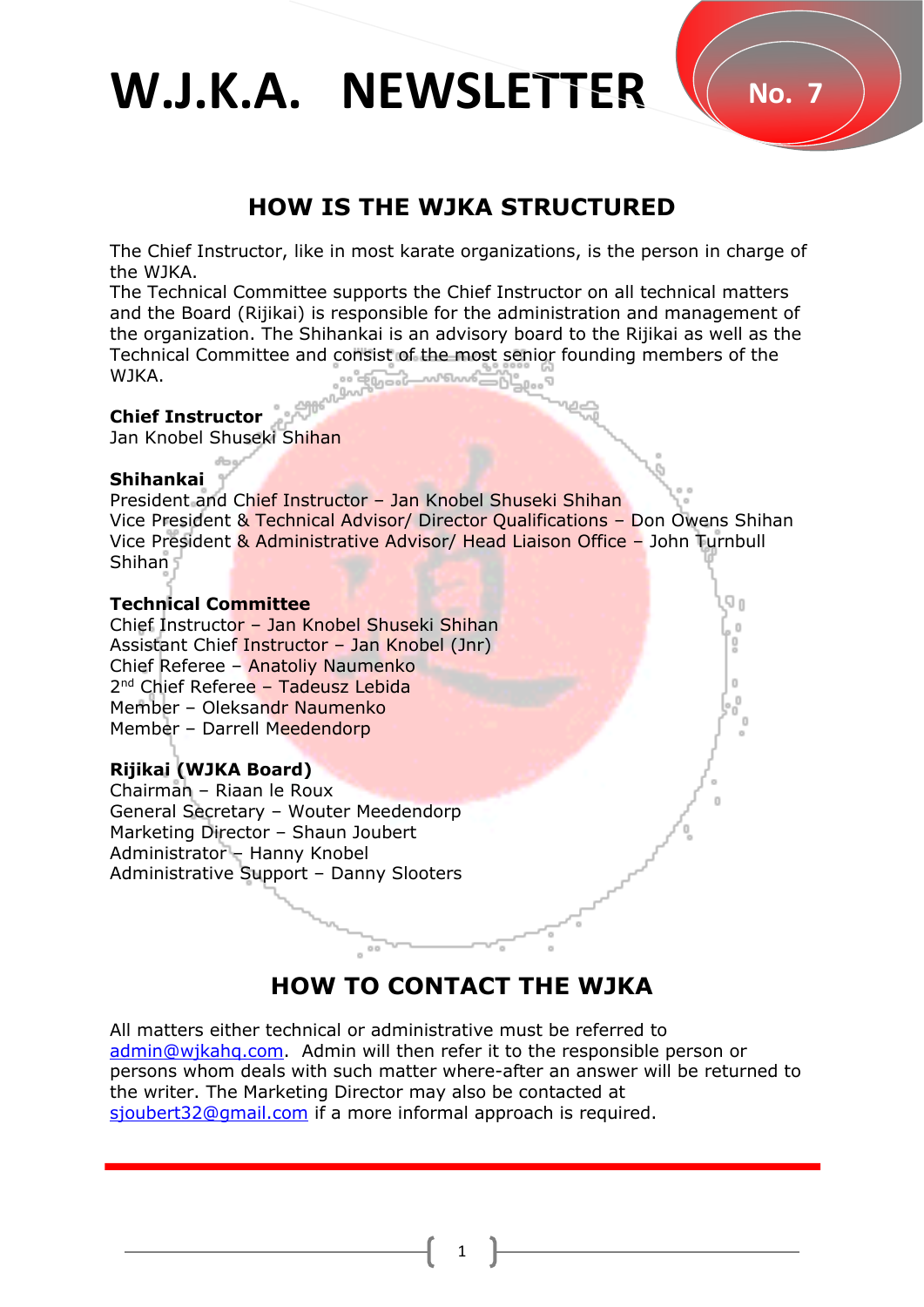# W.J.K.A. NEWSLETTER

No. 7

## HOW IS THE WJKA STRUCTURED

The Chief Instructor, like in most karate organizations, is the person in charge of the WJKA.
The Technical Committee supports the Chief Instructor on all technical matters and the Board (Rijikai) is responsible for the administration and management of the organization. The Shihankai is an advisory board to the Rijikai as well as the Technical Committee and consist of the most senior founding members of the WJKA.

**Chief Instructor**
Jan Knobel Shuseki Shihan

**Shihankai**
President and Chief Instructor – Jan Knobel Shuseki Shihan
Vice President & Technical Advisor/ Director Qualifications – Don Owens Shihan
Vice President & Administrative Advisor/ Head Liaison Office – John Turnbull Shihan

**Technical Committee**
Chief Instructor – Jan Knobel Shuseki Shihan
Assistant Chief Instructor – Jan Knobel (Jnr)
Chief Referee – Anatoliy Naumenko
2nd Chief Referee – Tadeusz Lebida
Member – Oleksandr Naumenko
Member – Darrell Meedendorp

**Rijikai (WJKA Board)**
Chairman – Riaan le Roux
General Secretary – Wouter Meedendorp
Marketing Director – Shaun Joubert
Administrator – Hanny Knobel
Administrative Support – Danny Slooters

## HOW TO CONTACT THE WJKA

All matters either technical or administrative must be referred to admin@wjkahq.com. Admin will then refer it to the responsible person or persons whom deals with such matter where-after an answer will be returned to the writer. The Marketing Director may also be contacted at sjoubert32@gmail.com if a more informal approach is required.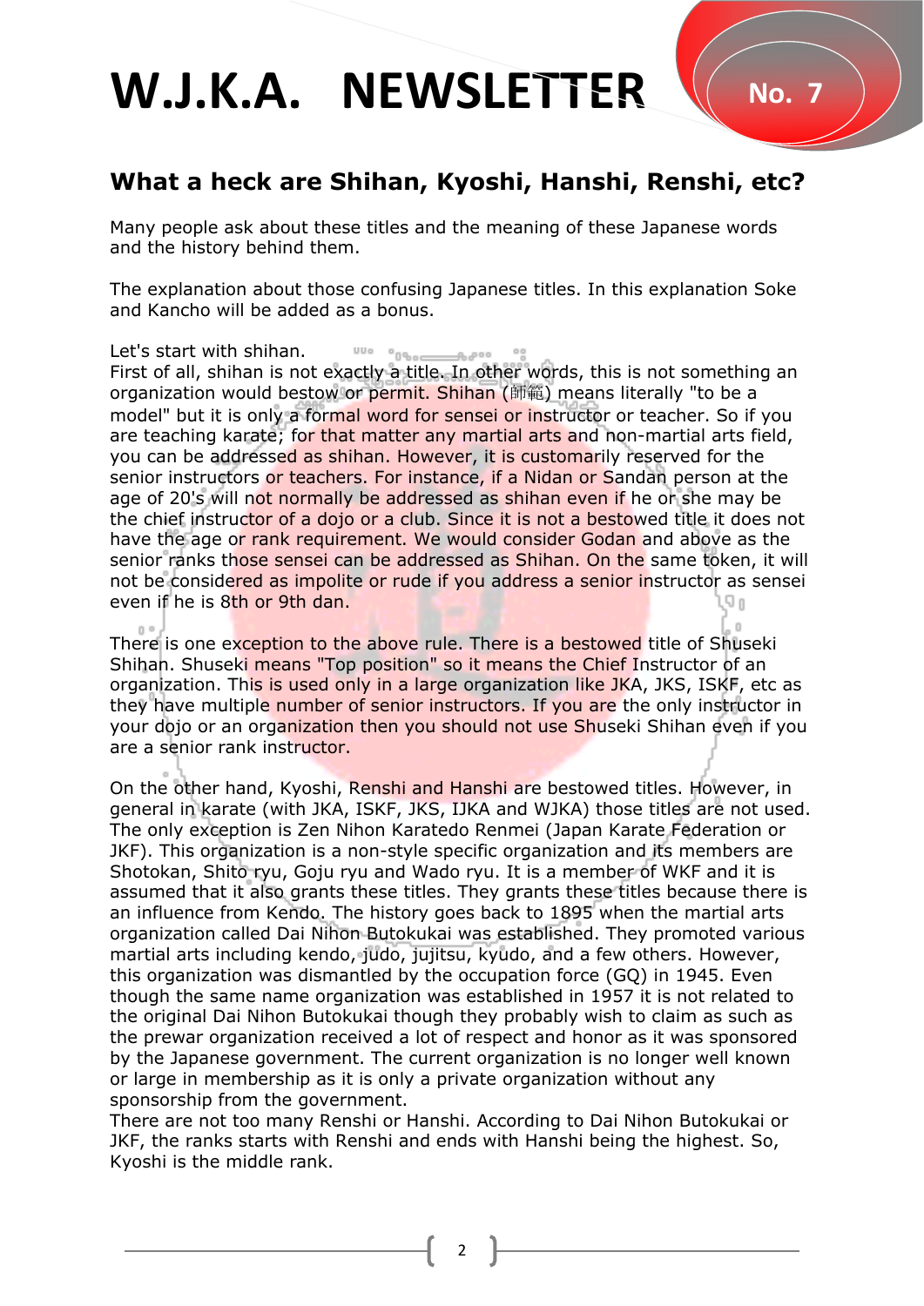# W.J.K.A. NEWSLETTER

No. 7

## What a heck are Shihan, Kyoshi, Hanshi, Renshi, etc?

Many people ask about these titles and the meaning of these Japanese words and the history behind them.

The explanation about those confusing Japanese titles. In this explanation Soke and Kancho will be added as a bonus.

Let's start with shihan.
First of all, shihan is not exactly a title. In other words, this is not something an organization would bestow or permit. Shihan (師範) means literally "to be a model" but it is only a formal word for sensei or instructor or teacher. So if you are teaching karate; for that matter any martial arts and non-martial arts field, you can be addressed as shihan. However, it is customarily reserved for the senior instructors or teachers. For instance, if a Nidan or Sandan person at the age of 20's will not normally be addressed as shihan even if he or she may be the chief instructor of a dojo or a club. Since it is not a bestowed title it does not have the age or rank requirement. We would consider Godan and above as the senior ranks those sensei can be addressed as Shihan. On the same token, it will not be considered as impolite or rude if you address a senior instructor as sensei even if he is 8th or 9th dan.

There is one exception to the above rule. There is a bestowed title of Shuseki Shihan. Shuseki means "Top position" so it means the Chief Instructor of an organization. This is used only in a large organization like JKA, JKS, ISKF, etc as they have multiple number of senior instructors. If you are the only instructor in your dojo or an organization then you should not use Shuseki Shihan even if you are a senior rank instructor.

On the other hand, Kyoshi, Renshi and Hanshi are bestowed titles. However, in general in karate (with JKA, ISKF, JKS, IJKA and WJKA) those titles are not used. The only exception is Zen Nihon Karatedo Renmei (Japan Karate Federation or JKF). This organization is a non-style specific organization and its members are Shotokan, Shito ryu, Goju ryu and Wado ryu. It is a member of WKF and it is assumed that it also grants these titles. They grants these titles because there is an influence from Kendo. The history goes back to 1895 when the martial arts organization called Dai Nihon Butokukai was established. They promoted various martial arts including kendo, judo, jujitsu, kyudo, and a few others. However, this organization was dismantled by the occupation force (GQ) in 1945. Even though the same name organization was established in 1957 it is not related to the original Dai Nihon Butokukai though they probably wish to claim as such as the prewar organization received a lot of respect and honor as it was sponsored by the Japanese government. The current organization is no longer well known or large in membership as it is only a private organization without any sponsorship from the government.
There are not too many Renshi or Hanshi. According to Dai Nihon Butokukai or JKF, the ranks starts with Renshi and ends with Hanshi being the highest. So, Kyoshi is the middle rank.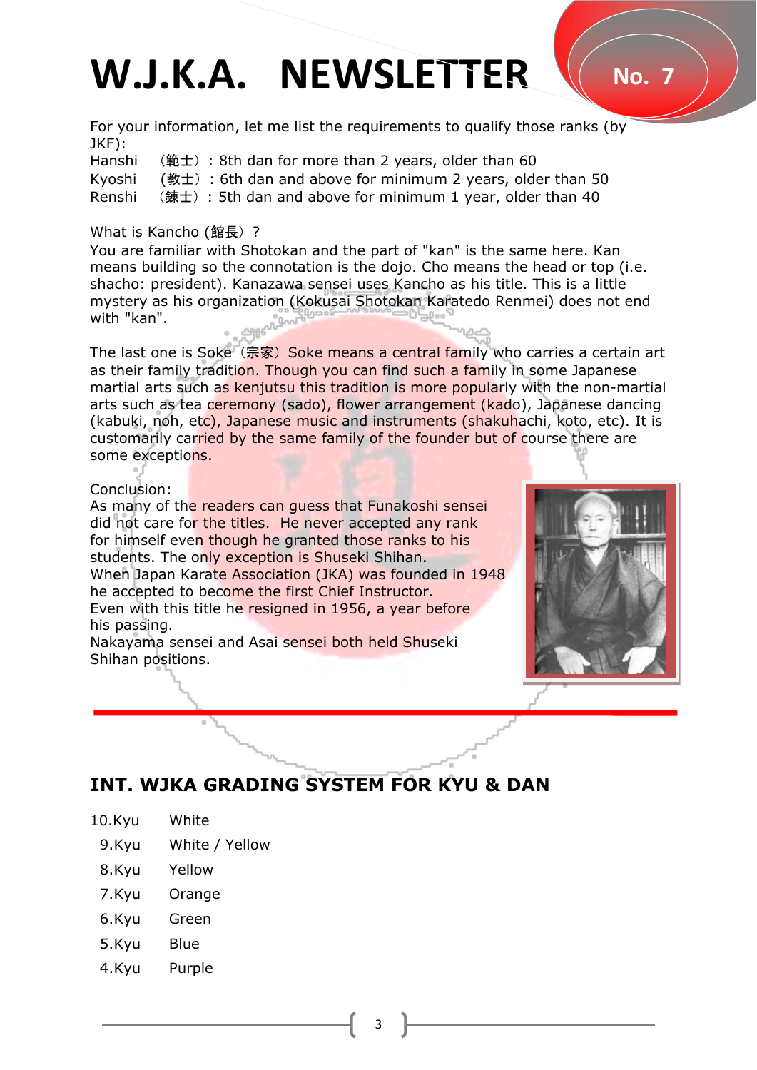# W.J.K.A. NEWSLETTER

No. 7

For your information, let me list the requirements to qualify those ranks (by JKF):

Hanshi （範士）: 8th dan for more than 2 years, older than 60
Kyoshi （教士）: 6th dan and above for minimum 2 years, older than 50
Renshi （錬士）: 5th dan and above for minimum 1 year, older than 40

What is Kancho (館長）?
You are familiar with Shotokan and the part of "kan" is the same here. Kan means building so the connotation is the dojo. Cho means the head or top (i.e. shacho: president). Kanazawa sensei uses Kancho as his title. This is a little mystery as his organization (Kokusai Shotokan Karatedo Renmei) does not end with "kan".

The last one is Soke（宗家）Soke means a central family who carries a certain art as their family tradition. Though you can find such a family in some Japanese martial arts such as kenjutsu this tradition is more popularly with the non-martial arts such as tea ceremony (sado), flower arrangement (kado), Japanese dancing (kabuki, noh, etc), Japanese music and instruments (shakuhachi, koto, etc). It is customarily carried by the same family of the founder but of course there are some exceptions.

Conclusion:
As many of the readers can guess that Funakoshi sensei did not care for the titles. He never accepted any rank for himself even though he granted those ranks to his students. The only exception is Shuseki Shihan.
When Japan Karate Association (JKA) was founded in 1948 he accepted to become the first Chief Instructor.
Even with this title he resigned in 1956, a year before his passing.
Nakayama sensei and Asai sensei both held Shuseki Shihan positions.

## INT. WJKA GRADING SYSTEM FOR KYU & DAN

| | |
|---|---|
| 10.Kyu | White |
| 9.Kyu | White / Yellow |
| 8.Kyu | Yellow |
| 7.Kyu | Orange |
| 6.Kyu | Green |
| 5.Kyu | Blue |
| 4.Kyu | Purple |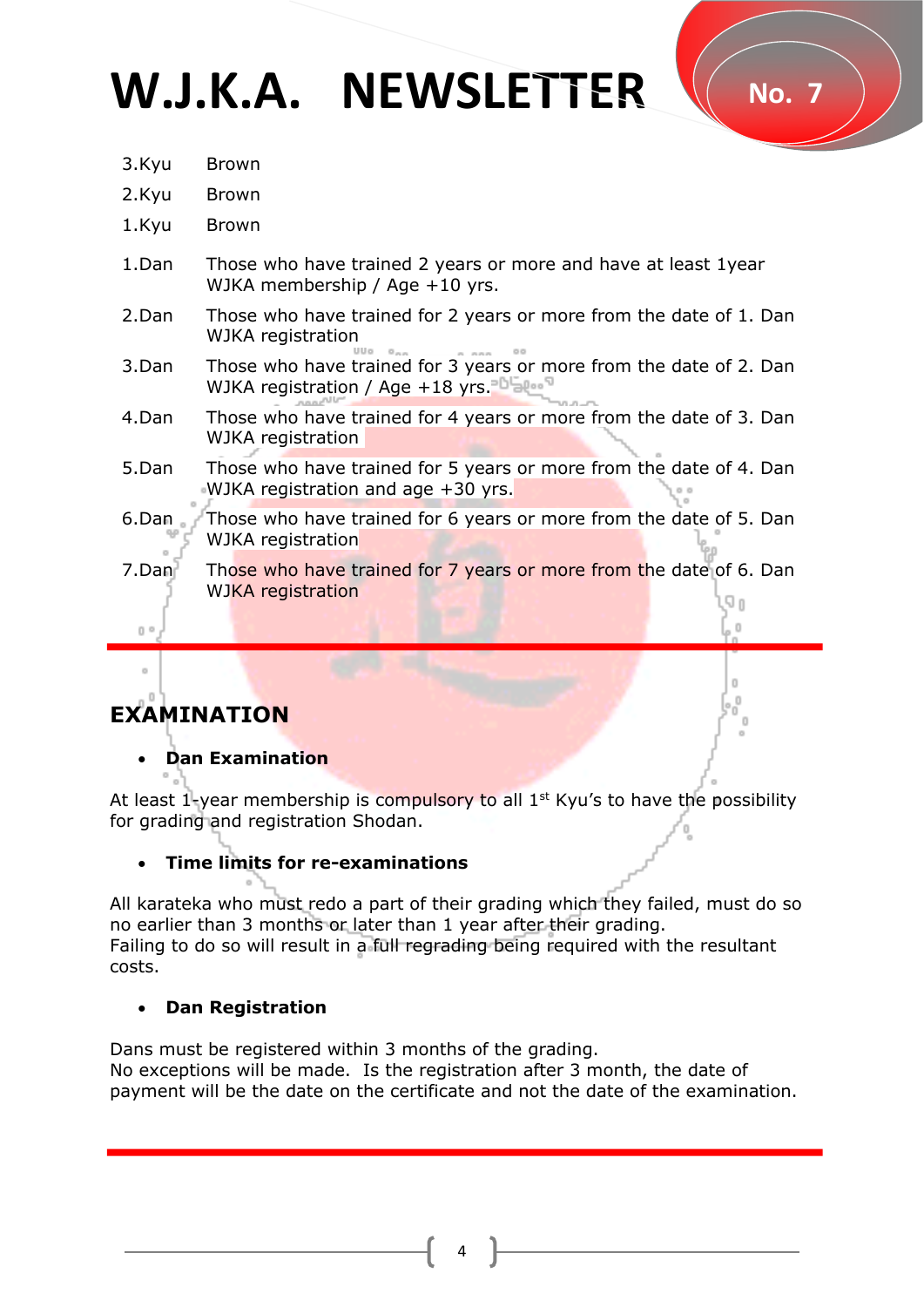| | |
|---|---|
| 3.Kyu | Brown |
| 2.Kyu | Brown |
| 1.Kyu | Brown |
| 1.Dan | Those who have trained 2 years or more and have at least 1year WJKA membership / Age +10 yrs. |
| 2.Dan | Those who have trained for 2 years or more from the date of 1. Dan WJKA registration |
| 3.Dan | Those who have trained for 3 years or more from the date of 2. Dan WJKA registration / Age +18 yrs. |
| 4.Dan | Those who have trained for 4 years or more from the date of 3. Dan WJKA registration |
| 5.Dan | Those who have trained for 5 years or more from the date of 4. Dan WJKA registration and age +30 yrs. |
| 6.Dan | Those who have trained for 6 years or more from the date of 5. Dan WJKA registration |
| 7.Dan | Those who have trained for 7 years or more from the date of 6. Dan WJKA registration |

## EXAMINATION

- **Dan Examination**

At least 1-year membership is compulsory to all 1st Kyu's to have the possibility for grading and registration Shodan.

- **Time limits for re-examinations**

All karateka who must redo a part of their grading which they failed, must do so no earlier than 3 months or later than 1 year after their grading.
Failing to do so will result in a full regrading being required with the resultant costs.

- **Dan Registration**

Dans must be registered within 3 months of the grading.
No exceptions will be made. Is the registration after 3 month, the date of payment will be the date on the certificate and not the date of the examination.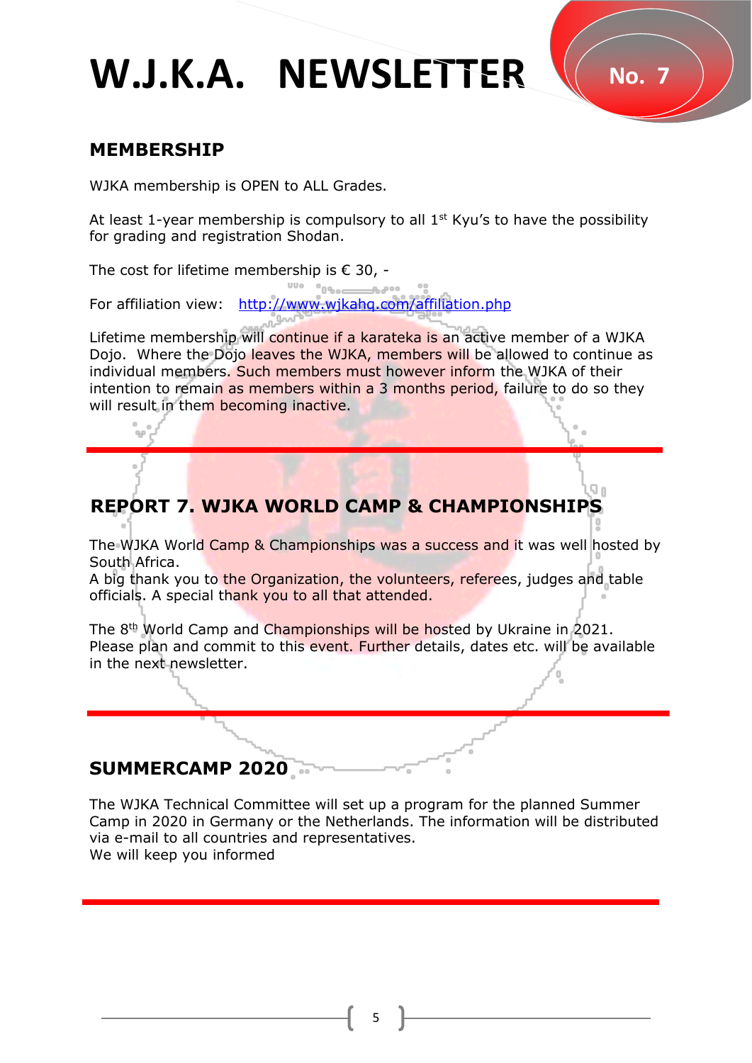# W.J.K.A. NEWSLETTER

No. 7

## MEMBERSHIP

WJKA membership is OPEN to ALL Grades.

At least 1-year membership is compulsory to all 1st Kyu's to have the possibility for grading and registration Shodan.

The cost for lifetime membership is € 30, -

For affiliation view: [http://www.wjkahq.com/affiliation.php](http://www.wjkahq.com/affiliation.php)

Lifetime membership will continue if a karateka is an active member of a WJKA Dojo. Where the Dojo leaves the WJKA, members will be allowed to continue as individual members. Such members must however inform the WJKA of their intention to remain as members within a 3 months period, failure to do so they will result in them becoming inactive.

---

## REPORT 7. WJKA WORLD CAMP & CHAMPIONSHIPS

The WJKA World Camp & Championships was a success and it was well hosted by South Africa.
A big thank you to the Organization, the volunteers, referees, judges and table officials. A special thank you to all that attended.

The 8th World Camp and Championships will be hosted by Ukraine in 2021.
Please plan and commit to this event. Further details, dates etc. will be available in the next newsletter.

---

## SUMMERCAMP 2020

The WJKA Technical Committee will set up a program for the planned Summer Camp in 2020 in Germany or the Netherlands. The information will be distributed via e-mail to all countries and representatives.
We will keep you informed

---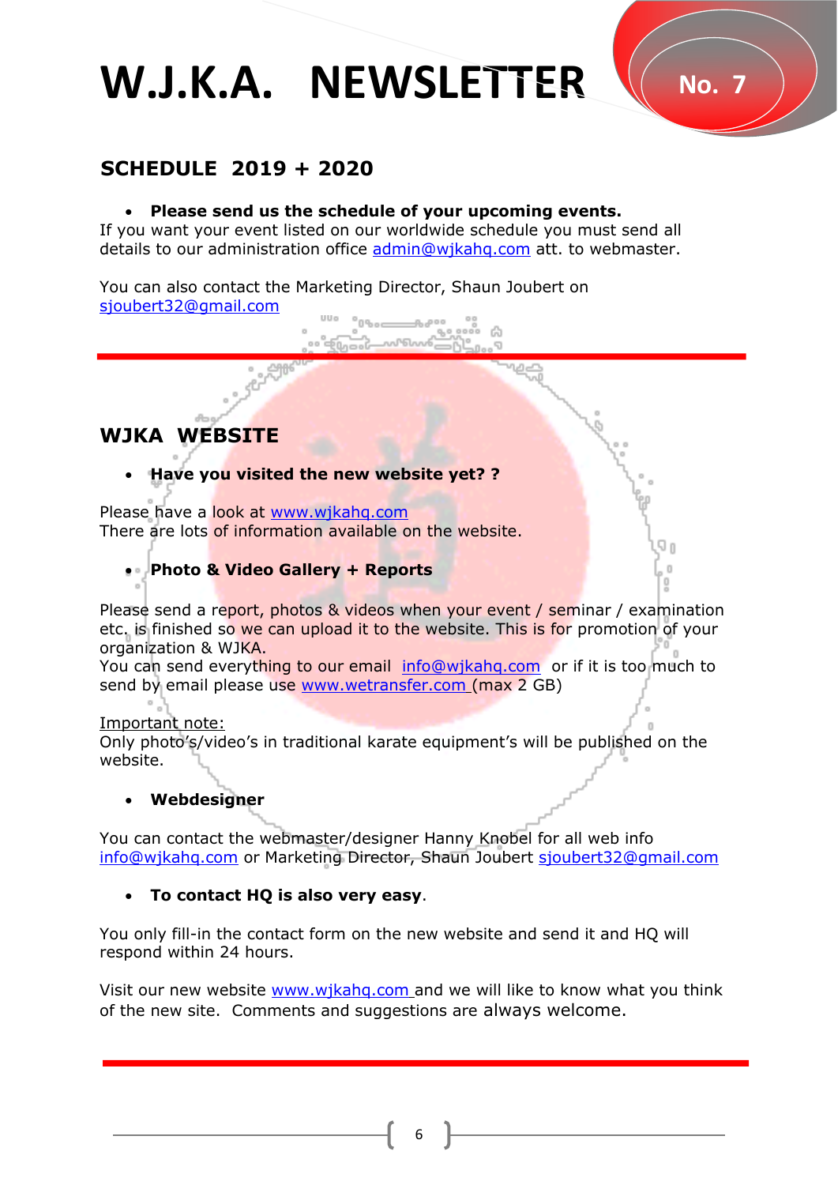# W.J.K.A. NEWSLETTER

No. 7

## SCHEDULE 2019 + 2020

- **Please send us the schedule of your upcoming events.**

If you want your event listed on our worldwide schedule you must send all details to our administration office admin@wjkahq.com att. to webmaster.

You can also contact the Marketing Director, Shaun Joubert on sjoubert32@gmail.com

---

## WJKA WEBSITE

- **Have you visited the new website yet? ?**

Please have a look at www.wjkahq.com
There are lots of information available on the website.

- **Photo & Video Gallery + Reports**

Please send a report, photos & videos when your event / seminar / examination etc. is finished so we can upload it to the website. This is for promotion of your organization & WJKA.
You can send everything to our email info@wjkahq.com or if it is too much to send by email please use www.wetransfer.com (max 2 GB)

Important note:
Only photo's/video's in traditional karate equipment's will be published on the website.

- **Webdesigner**

You can contact the webmaster/designer Hanny Knobel for all web info info@wjkahq.com or Marketing Director, Shaun Joubert sjoubert32@gmail.com

- **To contact HQ is also very easy**.

You only fill-in the contact form on the new website and send it and HQ will respond within 24 hours.

Visit our new website www.wjkahq.com and we will like to know what you think of the new site. Comments and suggestions are always welcome.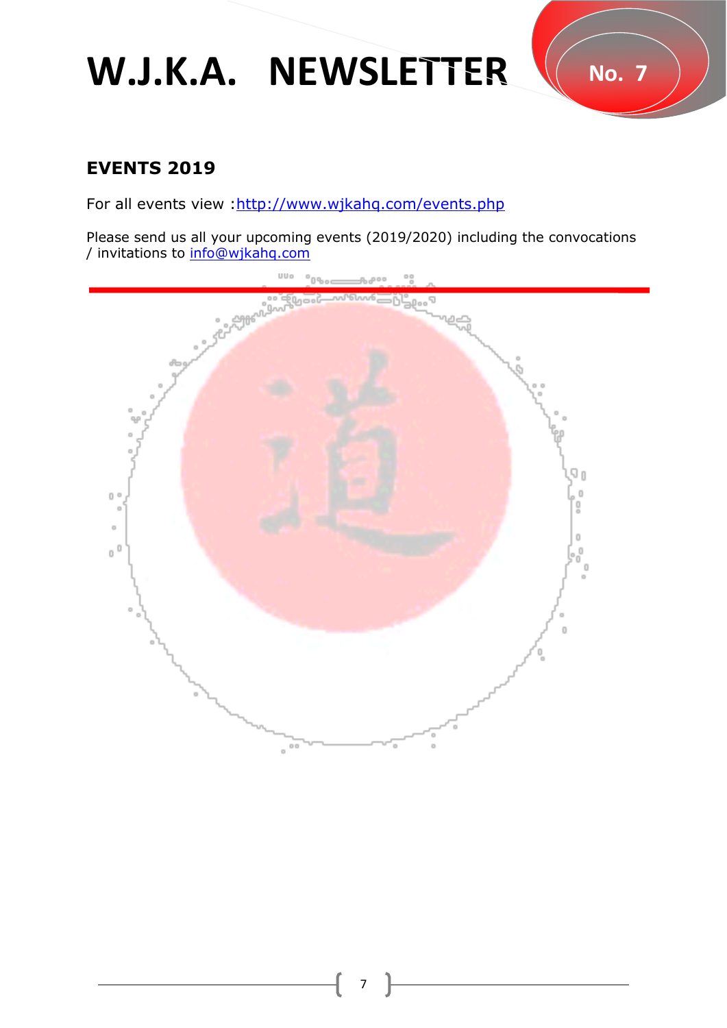## EVENTS 2019

For all events view :http://www.wjkahq.com/events.php

Please send us all your upcoming events (2019/2020) including the convocations / invitations to info@wjkahq.com